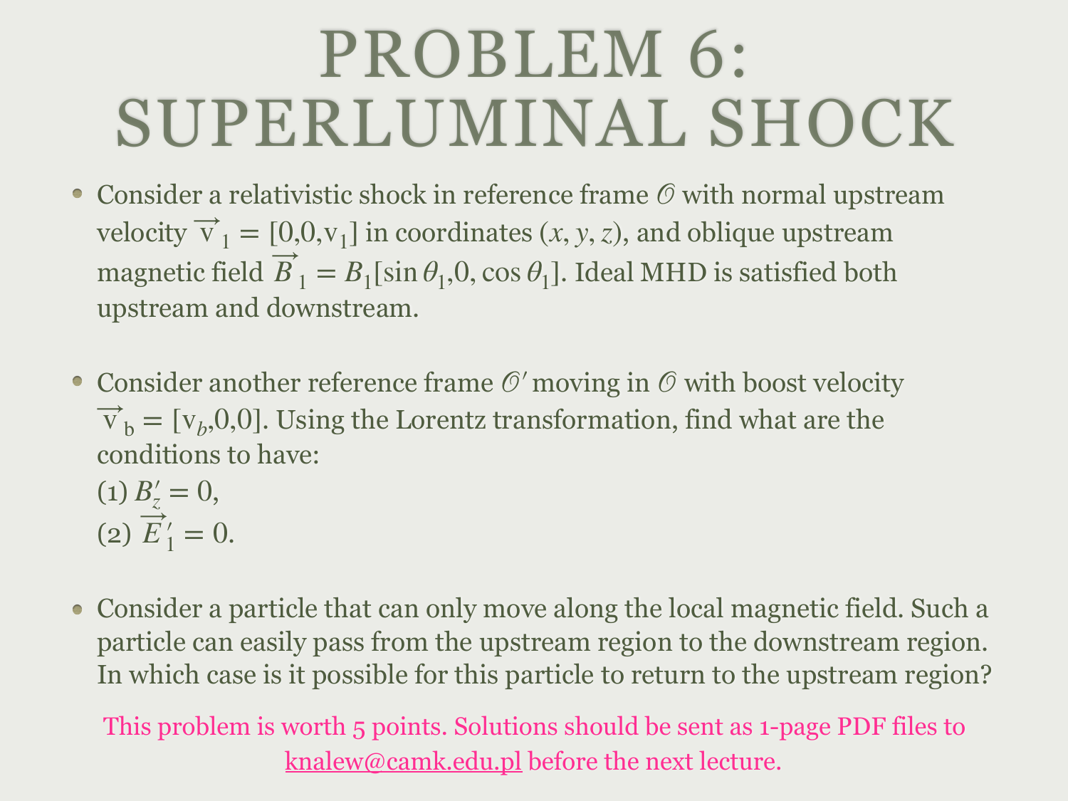# PROBLEM 6: SUPERLUMINAL SHOCK

- Consider a relativistic shock in reference frame $\mathcal{O}$ with normal upstream velocity $\vec{\mathrm{v}}_1 = [0,0,\mathrm{v}_1]$ in coordinates $(x, y, z)$, and oblique upstream magnetic field $\vec{B}_1 = B_1[\sin\theta_1, 0, \cos\theta_1]$. Ideal MHD is satisfied both upstream and downstream.

- Consider another reference frame $\mathcal{O}'$ moving in $\mathcal{O}$ with boost velocity $\vec{\mathrm{v}}_\mathrm{b} = [\mathrm{v}_b, 0, 0]$. Using the Lorentz transformation, find what are the conditions to have:
  (1) $B'_z = 0$,
  (2) $\vec{E}'_1 = 0$.

- Consider a particle that can only move along the local magnetic field. Such a particle can easily pass from the upstream region to the downstream region. In which case is it possible for this particle to return to the upstream region?

This problem is worth 5 points. Solutions should be sent as 1-page PDF files to knalew@camk.edu.pl before the next lecture.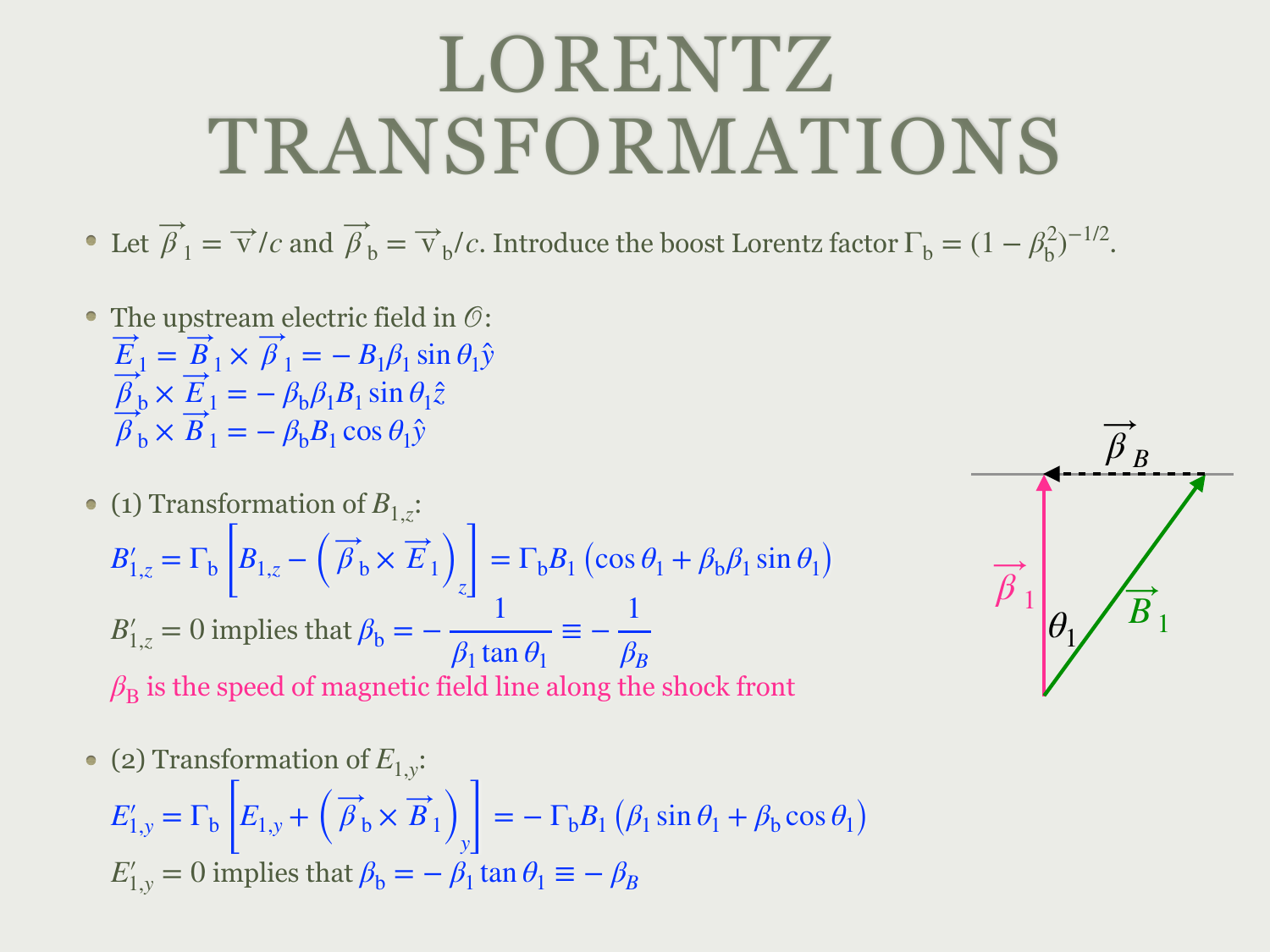# LORENTZ TRANSFORMATIONS

- Let $\vec{\beta}_1 = \vec{\mathrm{v}}/c$ and $\vec{\beta}_\mathrm{b} = \vec{\mathrm{v}}_\mathrm{b}/c$. Introduce the boost Lorentz factor $\Gamma_\mathrm{b} = (1 - \beta_\mathrm{b}^2)^{-1/2}$.

- The upstream electric field in $\mathcal{O}$:
  $\vec{E}_1 = \vec{B}_1 \times \vec{\beta}_1 = -B_1\beta_1 \sin\theta_1 \hat{y}$
  $\vec{\beta}_\mathrm{b} \times \vec{E}_1 = -\beta_\mathrm{b}\beta_1 B_1 \sin\theta_1 \hat{z}$
  $\vec{\beta}_\mathrm{b} \times \vec{B}_1 = -\beta_\mathrm{b} B_1 \cos\theta_1 \hat{y}$

- (1) Transformation of $B_{1,z}$:
  $B'_{1,z} = \Gamma_\mathrm{b}\left[B_{1,z} - \left(\vec{\beta}_\mathrm{b} \times \vec{E}_1\right)_z\right] = \Gamma_\mathrm{b} B_1 \left(\cos\theta_1 + \beta_\mathrm{b}\beta_1 \sin\theta_1\right)$
  $B'_{1,z} = 0$ implies that $\beta_\mathrm{b} = -\dfrac{1}{\beta_1 \tan\theta_1} \equiv -\dfrac{1}{\beta_B}$
  $\beta_\mathrm{B}$ is the speed of magnetic field line along the shock front

- (2) Transformation of $E_{1,y}$:
  $E'_{1,y} = \Gamma_\mathrm{b}\left[E_{1,y} + \left(\vec{\beta}_\mathrm{b} \times \vec{B}_1\right)_y\right] = -\Gamma_\mathrm{b} B_1 \left(\beta_1 \sin\theta_1 + \beta_\mathrm{b} \cos\theta_1\right)$
  $E'_{1,y} = 0$ implies that $\beta_\mathrm{b} = -\beta_1 \tan\theta_1 \equiv -\beta_B$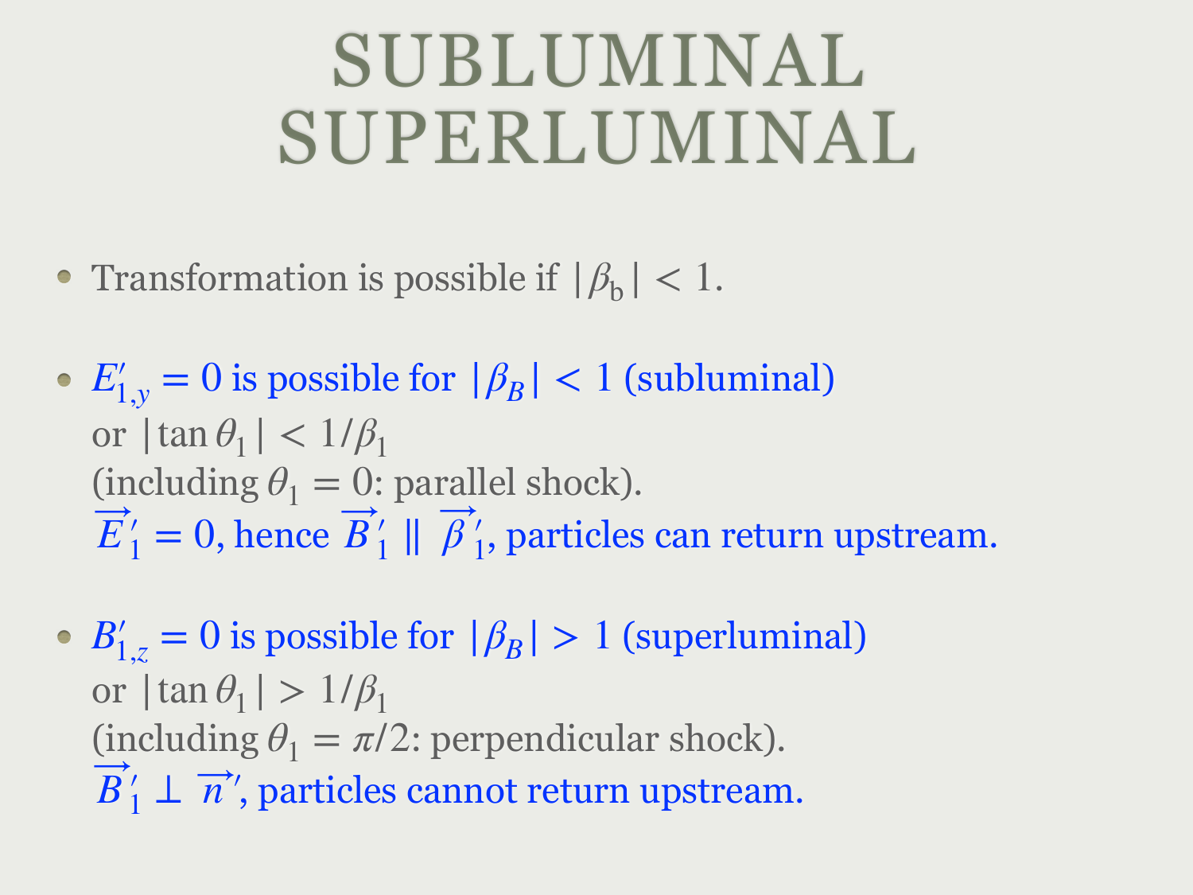# SUBLUMINAL SUPERLUMINAL

- Transformation is possible if $|\beta_\mathrm{b}| < 1$.

- $E'_{1,y} = 0$ is possible for $|\beta_B| < 1$ (subluminal)
  or $|\tan\theta_1| < 1/\beta_1$
  (including $\theta_1 = 0$: parallel shock).
  $\vec{E}'_1 = 0$, hence $\vec{B}'_1 \parallel \vec{\beta}'_1$, particles can return upstream.

- $B'_{1,z} = 0$ is possible for $|\beta_B| > 1$ (superluminal)
  or $|\tan\theta_1| > 1/\beta_1$
  (including $\theta_1 = \pi/2$: perpendicular shock).
  $\vec{B}'_1 \perp \vec{n}'$, particles cannot return upstream.